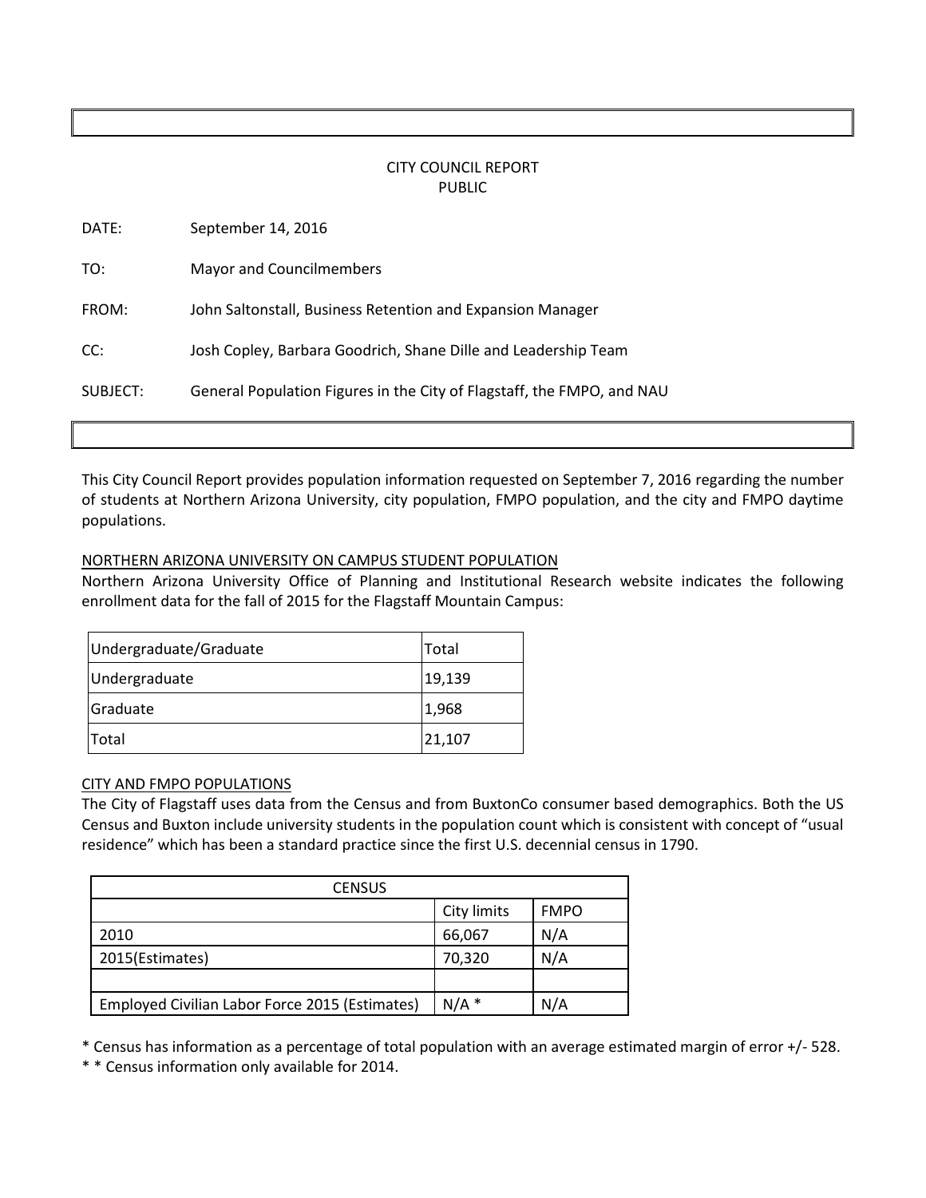CITY COUNCIL REPORT
PUBLIC

DATE: September 14, 2016

TO: Mayor and Councilmembers

FROM: John Saltonstall, Business Retention and Expansion Manager

CC: Josh Copley, Barbara Goodrich, Shane Dille and Leadership Team

SUBJECT: General Population Figures in the City of Flagstaff, the FMPO, and NAU

This City Council Report provides population information requested on September 7, 2016 regarding the number of students at Northern Arizona University, city population, FMPO population, and the city and FMPO daytime populations.

NORTHERN ARIZONA UNIVERSITY ON CAMPUS STUDENT POPULATION

Northern Arizona University Office of Planning and Institutional Research website indicates the following enrollment data for the fall of 2015 for the Flagstaff Mountain Campus:

| Undergraduate/Graduate | Total |
|---|---|
| Undergraduate | 19,139 |
| Graduate | 1,968 |
| Total | 21,107 |

CITY AND FMPO POPULATIONS

The City of Flagstaff uses data from the Census and from BuxtonCo consumer based demographics. Both the US Census and Buxton include university students in the population count which is consistent with concept of "usual residence" which has been a standard practice since the first U.S. decennial census in 1790.

| CENSUS | | |
|---|---|---|
| | City limits | FMPO |
| 2010 | 66,067 | N/A |
| 2015(Estimates) | 70,320 | N/A |
| | | |
| Employed Civilian Labor Force 2015 (Estimates) | N/A * | N/A |

* Census has information as a percentage of total population with an average estimated margin of error +/- 528.

* * Census information only available for 2014.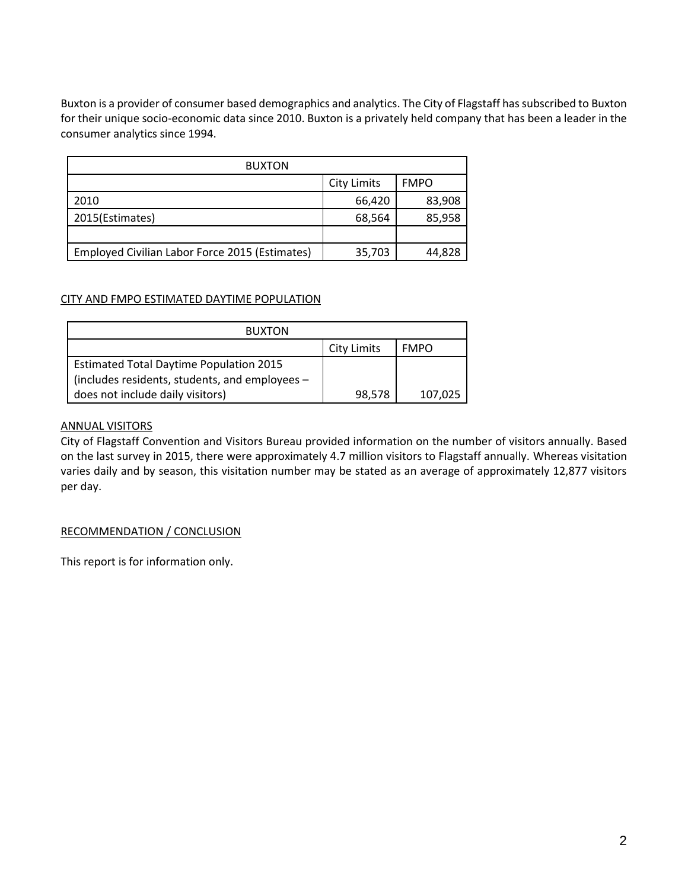Buxton is a provider of consumer based demographics and analytics. The City of Flagstaff has subscribed to Buxton for their unique socio-economic data since 2010. Buxton is a privately held company that has been a leader in the consumer analytics since 1994.

| BUXTON | | |
|---|---|---|
| | City Limits | FMPO |
| 2010 | 66,420 | 83,908 |
| 2015(Estimates) | 68,564 | 85,958 |
| | | |
| Employed Civilian Labor Force 2015 (Estimates) | 35,703 | 44,828 |

CITY AND FMPO ESTIMATED DAYTIME POPULATION

| BUXTON | | |
|---|---|---|
| | City Limits | FMPO |
| Estimated Total Daytime Population 2015 (includes residents, students, and employees – does not include daily visitors) | 98,578 | 107,025 |

ANNUAL VISITORS

City of Flagstaff Convention and Visitors Bureau provided information on the number of visitors annually. Based on the last survey in 2015, there were approximately 4.7 million visitors to Flagstaff annually. Whereas visitation varies daily and by season, this visitation number may be stated as an average of approximately 12,877 visitors per day.

RECOMMENDATION / CONCLUSION

This report is for information only.